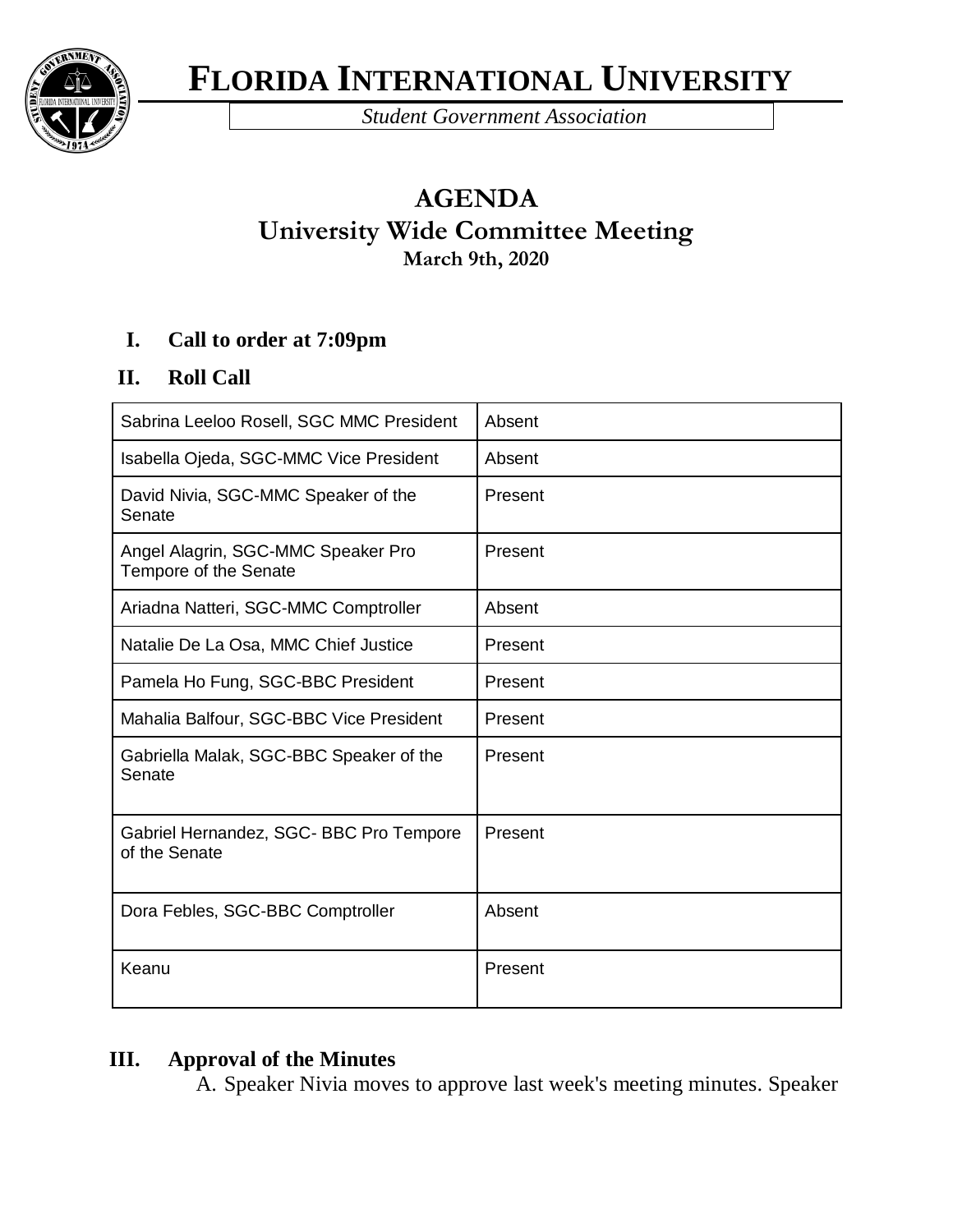# FLORIDA INTERNATIONAL UNIVERSITY

*Student Government Association*

## AGENDA
## University Wide Committee Meeting
**March 9th, 2020**

**I. Call to order at 7:09pm**

**II. Roll Call**

| | |
|---|---|
| Sabrina Leeloo Rosell, SGC MMC President | Absent |
| Isabella Ojeda, SGC-MMC Vice President | Absent |
| David Nivia, SGC-MMC Speaker of the Senate | Present |
| Angel Alagrin, SGC-MMC Speaker Pro Tempore of the Senate | Present |
| Ariadna Natteri, SGC-MMC Comptroller | Absent |
| Natalie De La Osa, MMC Chief Justice | Present |
| Pamela Ho Fung, SGC-BBC President | Present |
| Mahalia Balfour, SGC-BBC Vice President | Present |
| Gabriella Malak, SGC-BBC Speaker of the Senate | Present |
| Gabriel Hernandez, SGC- BBC Pro Tempore of the Senate | Present |
| Dora Febles, SGC-BBC Comptroller | Absent |
| Keanu | Present |

**III. Approval of the Minutes**

A. Speaker Nivia moves to approve last week's meeting minutes. Speaker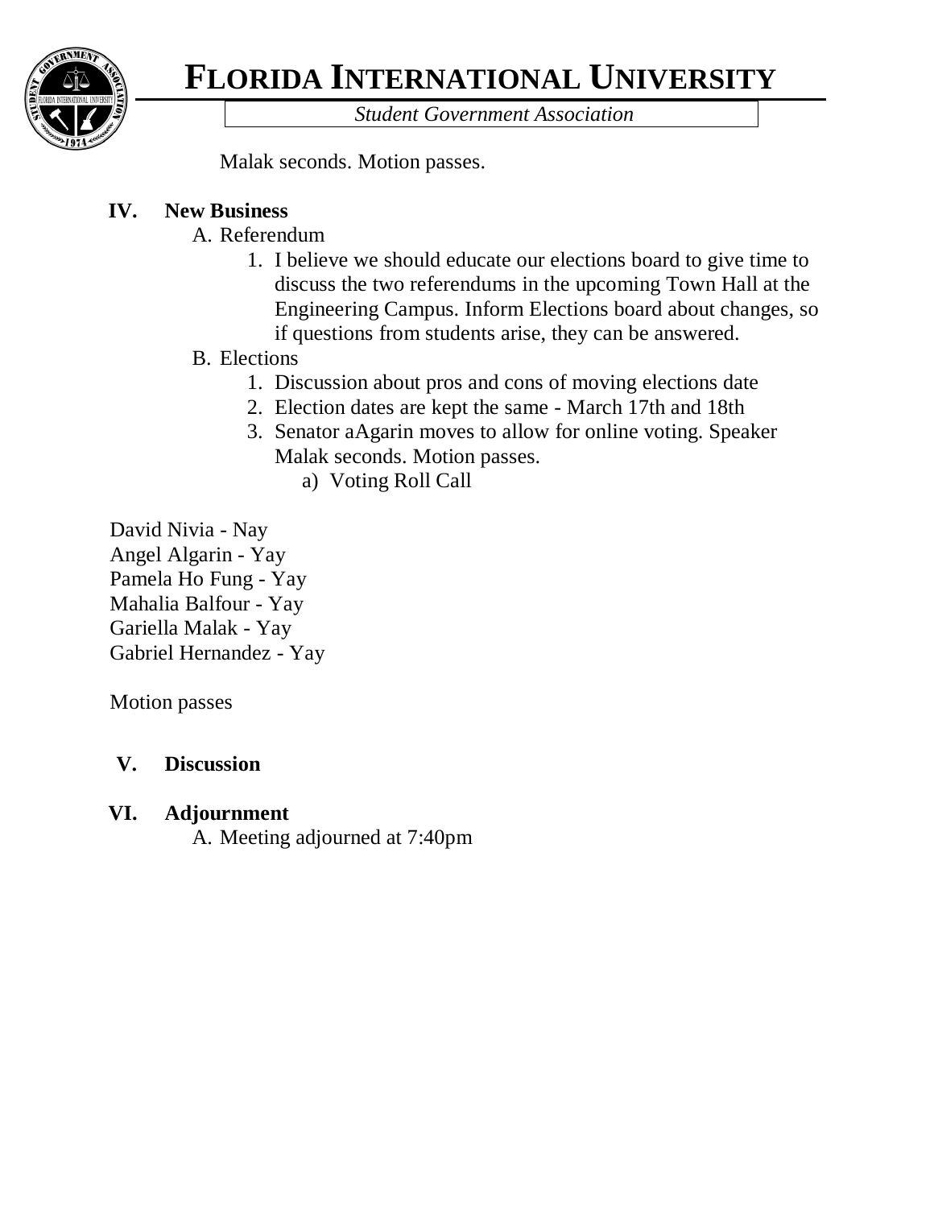Malak seconds. Motion passes.

## IV. New Business

A. Referendum

1. I believe we should educate our elections board to give time to discuss the two referendums in the upcoming Town Hall at the Engineering Campus. Inform Elections board about changes, so if questions from students arise, they can be answered.

B. Elections

1. Discussion about pros and cons of moving elections date
2. Election dates are kept the same - March 17th and 18th
3. Senator aAgarin moves to allow for online voting. Speaker Malak seconds. Motion passes.
   a) Voting Roll Call

David Nivia - Nay
Angel Algarin - Yay
Pamela Ho Fung - Yay
Mahalia Balfour - Yay
Gariella Malak - Yay
Gabriel Hernandez - Yay

Motion passes

## V. Discussion

## VI. Adjournment

A. Meeting adjourned at 7:40pm